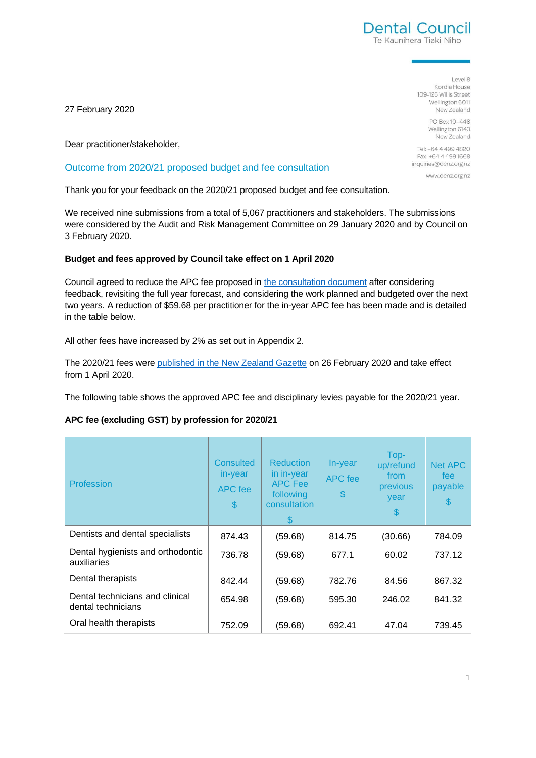Dental Council
Te Kaunihera Tiaki Niho

Level 8
Kordia House
109-125 Willis Street
Wellington 6011
New Zealand

PO Box 10-448
Wellington 6143
New Zealand

Tel: +64 4 499 4820
Fax: +64 4 499 1668
inquiries@dcnz.org.nz

www.dcnz.org.nz

27 February 2020

Dear practitioner/stakeholder,

## Outcome from 2020/21 proposed budget and fee consultation

Thank you for your feedback on the 2020/21 proposed budget and fee consultation.

We received nine submissions from a total of 5,067 practitioners and stakeholders. The submissions were considered by the Audit and Risk Management Committee on 29 January 2020 and by Council on 3 February 2020.

**Budget and fees approved by Council take effect on 1 April 2020**

Council agreed to reduce the APC fee proposed in [the consultation document]() after considering feedback, revisiting the full year forecast, and considering the work planned and budgeted over the next two years. A reduction of $59.68 per practitioner for the in-year APC fee has been made and is detailed in the table below.

All other fees have increased by 2% as set out in Appendix 2.

The 2020/21 fees were [published in the New Zealand Gazette]() on 26 February 2020 and take effect from 1 April 2020.

The following table shows the approved APC fee and disciplinary levies payable for the 2020/21 year.

**APC fee (excluding GST) by profession for 2020/21**

| Profession | Consulted in-year APC fee $ | Reduction in in-year APC Fee following consultation $ | In-year APC fee $ | Top-up/refund from previous year $ | Net APC fee payable $ |
|---|---|---|---|---|---|
| Dentists and dental specialists | 874.43 | (59.68) | 814.75 | (30.66) | 784.09 |
| Dental hygienists and orthodontic auxiliaries | 736.78 | (59.68) | 677.1 | 60.02 | 737.12 |
| Dental therapists | 842.44 | (59.68) | 782.76 | 84.56 | 867.32 |
| Dental technicians and clinical dental technicians | 654.98 | (59.68) | 595.30 | 246.02 | 841.32 |
| Oral health therapists | 752.09 | (59.68) | 692.41 | 47.04 | 739.45 |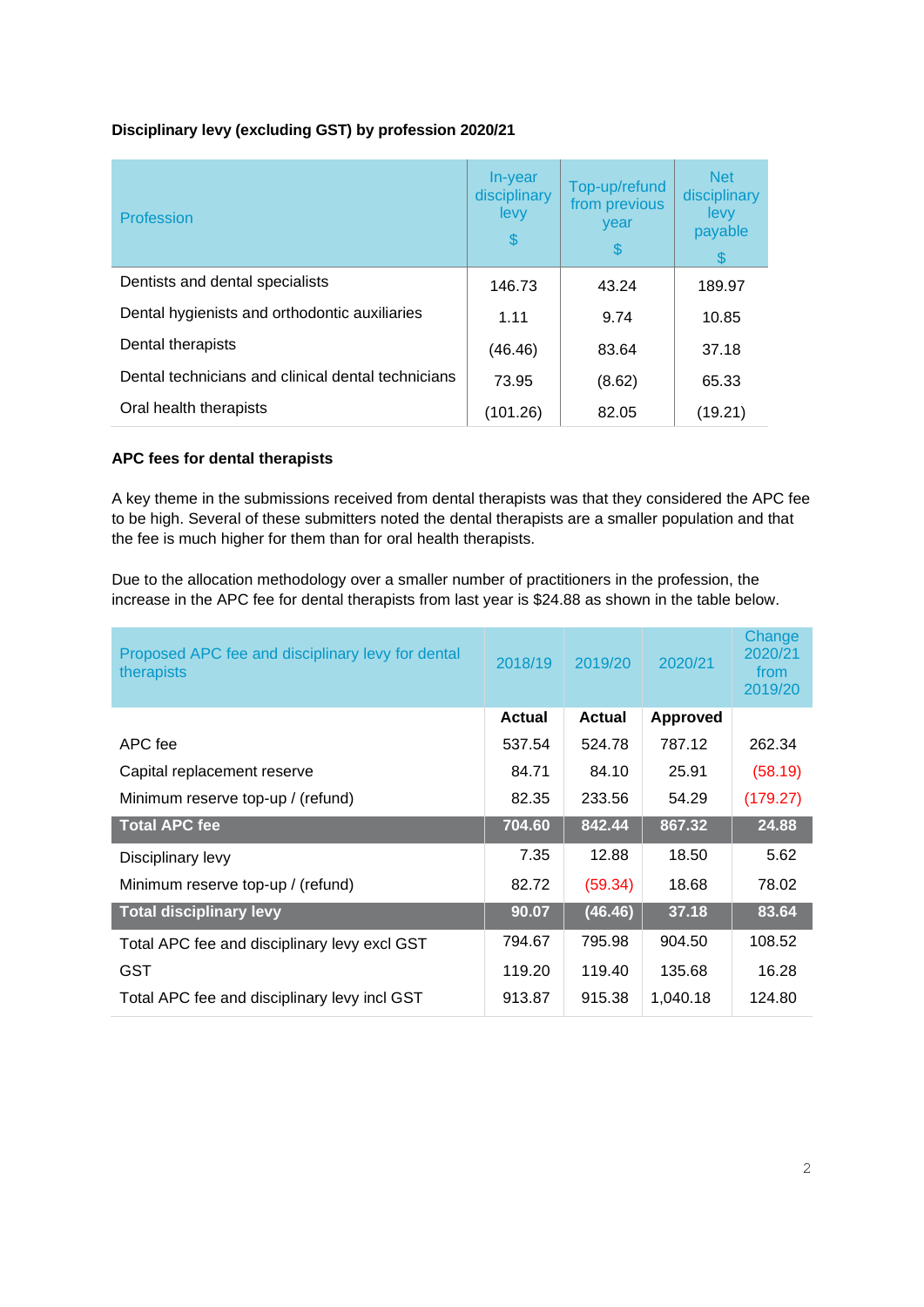**Disciplinary levy (excluding GST) by profession 2020/21**

| Profession | In-year disciplinary levy $ | Top-up/refund from previous year $ | Net disciplinary levy payable $ |
|---|---|---|---|
| Dentists and dental specialists | 146.73 | 43.24 | 189.97 |
| Dental hygienists and orthodontic auxiliaries | 1.11 | 9.74 | 10.85 |
| Dental therapists | (46.46) | 83.64 | 37.18 |
| Dental technicians and clinical dental technicians | 73.95 | (8.62) | 65.33 |
| Oral health therapists | (101.26) | 82.05 | (19.21) |

**APC fees for dental therapists**

A key theme in the submissions received from dental therapists was that they considered the APC fee to be high. Several of these submitters noted the dental therapists are a smaller population and that the fee is much higher for them than for oral health therapists.

Due to the allocation methodology over a smaller number of practitioners in the profession, the increase in the APC fee for dental therapists from last year is $24.88 as shown in the table below.

| Proposed APC fee and disciplinary levy for dental therapists | 2018/19 | 2019/20 | 2020/21 | Change 2020/21 from 2019/20 |
|---|---|---|---|---|
| | **Actual** | **Actual** | **Approved** | |
| APC fee | 537.54 | 524.78 | 787.12 | 262.34 |
| Capital replacement reserve | 84.71 | 84.10 | 25.91 | (58.19) |
| Minimum reserve top-up / (refund) | 82.35 | 233.56 | 54.29 | (179.27) |
| **Total APC fee** | **704.60** | **842.44** | **867.32** | **24.88** |
| Disciplinary levy | 7.35 | 12.88 | 18.50 | 5.62 |
| Minimum reserve top-up / (refund) | 82.72 | (59.34) | 18.68 | 78.02 |
| **Total disciplinary levy** | **90.07** | **(46.46)** | **37.18** | **83.64** |
| Total APC fee and disciplinary levy excl GST | 794.67 | 795.98 | 904.50 | 108.52 |
| GST | 119.20 | 119.40 | 135.68 | 16.28 |
| Total APC fee and disciplinary levy incl GST | 913.87 | 915.38 | 1,040.18 | 124.80 |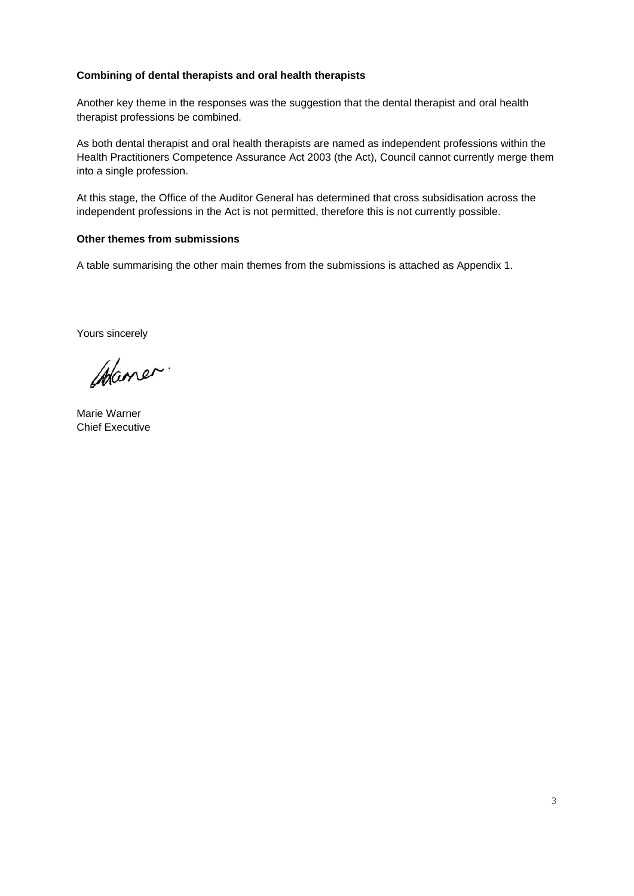**Combining of dental therapists and oral health therapists**

Another key theme in the responses was the suggestion that the dental therapist and oral health therapist professions be combined.

As both dental therapist and oral health therapists are named as independent professions within the Health Practitioners Competence Assurance Act 2003 (the Act), Council cannot currently merge them into a single profession.

At this stage, the Office of the Auditor General has determined that cross subsidisation across the independent professions in the Act is not permitted, therefore this is not currently possible.

**Other themes from submissions**

A table summarising the other main themes from the submissions is attached as Appendix 1.

Yours sincerely

Marie Warner
Chief Executive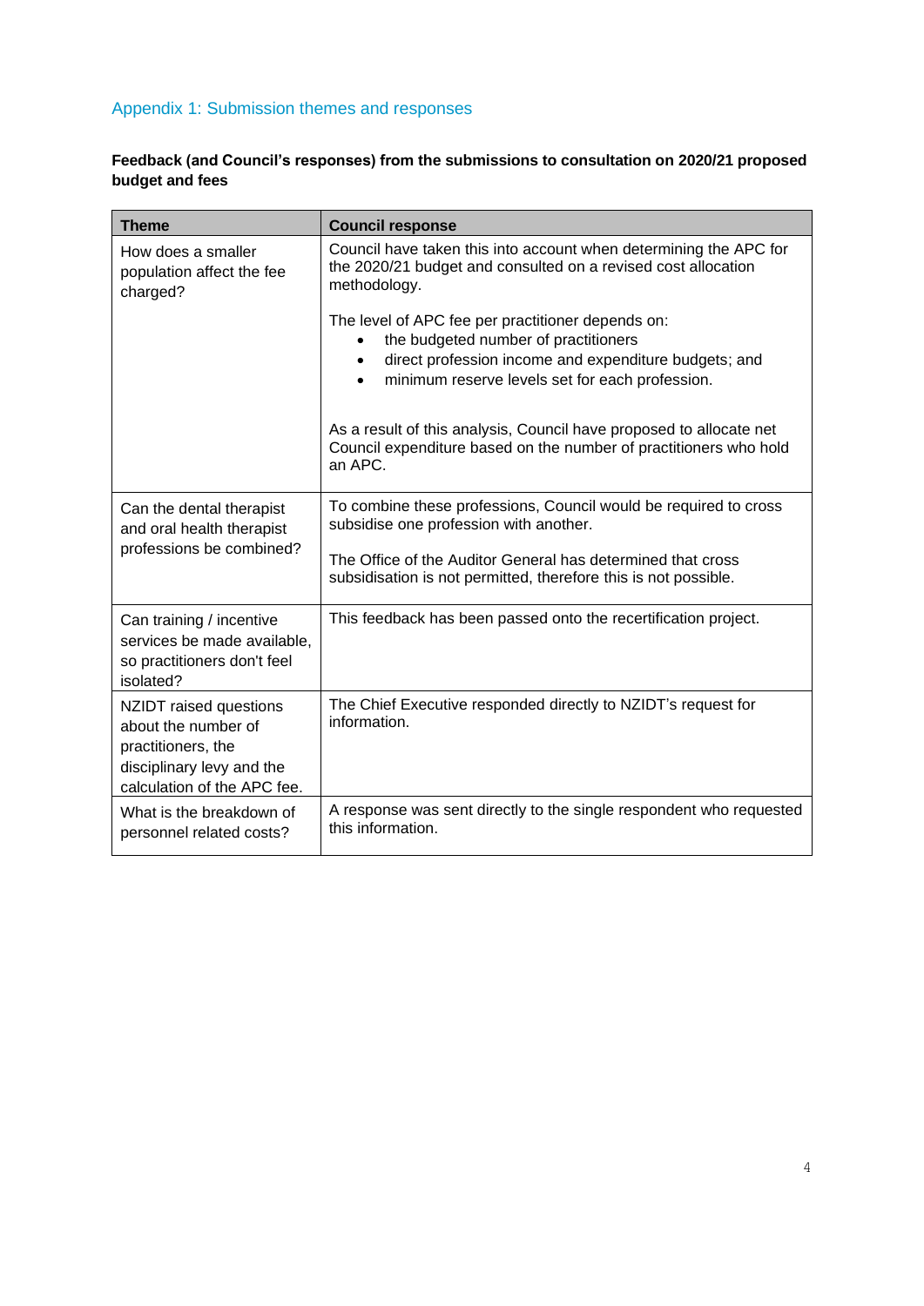## Appendix 1: Submission themes and responses

**Feedback (and Council's responses) from the submissions to consultation on 2020/21 proposed budget and fees**

| Theme | Council response |
|---|---|
| How does a smaller population affect the fee charged? | Council have taken this into account when determining the APC for the 2020/21 budget and consulted on a revised cost allocation methodology.<br><br>The level of APC fee per practitioner depends on:<br>• the budgeted number of practitioners<br>• direct profession income and expenditure budgets; and<br>• minimum reserve levels set for each profession.<br><br>As a result of this analysis, Council have proposed to allocate net Council expenditure based on the number of practitioners who hold an APC. |
| Can the dental therapist and oral health therapist professions be combined? | To combine these professions, Council would be required to cross subsidise one profession with another.<br><br>The Office of the Auditor General has determined that cross subsidisation is not permitted, therefore this is not possible. |
| Can training / incentive services be made available, so practitioners don't feel isolated? | This feedback has been passed onto the recertification project. |
| NZIDT raised questions about the number of practitioners, the disciplinary levy and the calculation of the APC fee. | The Chief Executive responded directly to NZIDT's request for information. |
| What is the breakdown of personnel related costs? | A response was sent directly to the single respondent who requested this information. |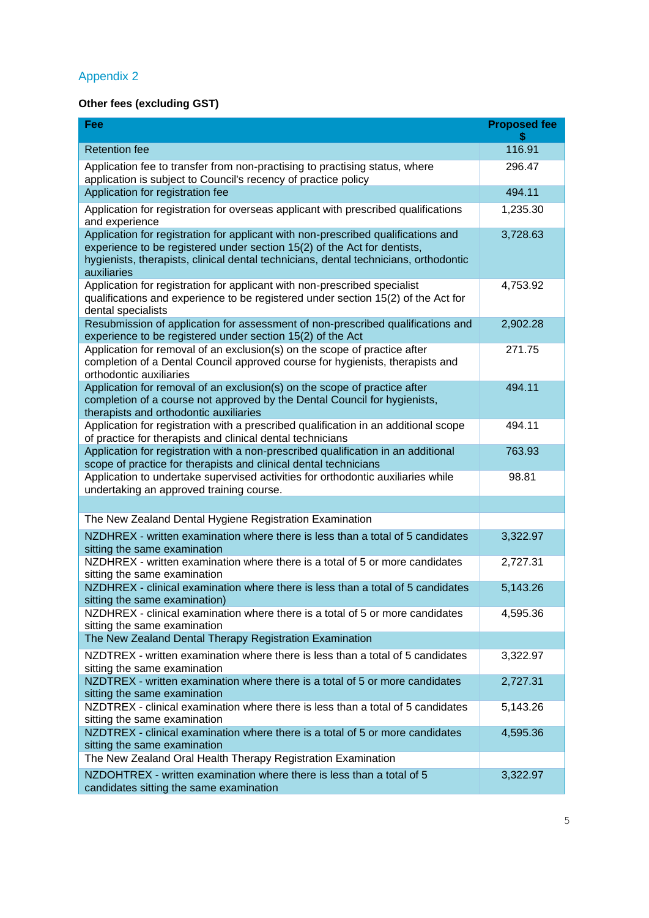## Appendix 2

**Other fees (excluding GST)**

| Fee | Proposed fee $ |
|---|---|
| Retention fee | 116.91 |
| Application fee to transfer from non-practising to practising status, where application is subject to Council's recency of practice policy | 296.47 |
| Application for registration fee | 494.11 |
| Application for registration for overseas applicant with prescribed qualifications and experience | 1,235.30 |
| Application for registration for applicant with non-prescribed qualifications and experience to be registered under section 15(2) of the Act for dentists, hygienists, therapists, clinical dental technicians, dental technicians, orthodontic auxiliaries | 3,728.63 |
| Application for registration for applicant with non-prescribed specialist qualifications and experience to be registered under section 15(2) of the Act for dental specialists | 4,753.92 |
| Resubmission of application for assessment of non-prescribed qualifications and experience to be registered under section 15(2) of the Act | 2,902.28 |
| Application for removal of an exclusion(s) on the scope of practice after completion of a Dental Council approved course for hygienists, therapists and orthodontic auxiliaries | 271.75 |
| Application for removal of an exclusion(s) on the scope of practice after completion of a course not approved by the Dental Council for hygienists, therapists and orthodontic auxiliaries | 494.11 |
| Application for registration with a prescribed qualification in an additional scope of practice for therapists and clinical dental technicians | 494.11 |
| Application for registration with a non-prescribed qualification in an additional scope of practice for therapists and clinical dental technicians | 763.93 |
| Application to undertake supervised activities for orthodontic auxiliaries while undertaking an approved training course. | 98.81 |
| | |
| The New Zealand Dental Hygiene Registration Examination | |
| NZDHREX - written examination where there is less than a total of 5 candidates sitting the same examination | 3,322.97 |
| NZDHREX - written examination where there is a total of 5 or more candidates sitting the same examination | 2,727.31 |
| NZDHREX - clinical examination where there is less than a total of 5 candidates sitting the same examination) | 5,143.26 |
| NZDHREX - clinical examination where there is a total of 5 or more candidates sitting the same examination | 4,595.36 |
| The New Zealand Dental Therapy Registration Examination | |
| NZDTREX - written examination where there is less than a total of 5 candidates sitting the same examination | 3,322.97 |
| NZDTREX - written examination where there is a total of 5 or more candidates sitting the same examination | 2,727.31 |
| NZDTREX - clinical examination where there is less than a total of 5 candidates sitting the same examination | 5,143.26 |
| NZDTREX - clinical examination where there is a total of 5 or more candidates sitting the same examination | 4,595.36 |
| The New Zealand Oral Health Therapy Registration Examination | |
| NZDOHTREX - written examination where there is less than a total of 5 candidates sitting the same examination | 3,322.97 |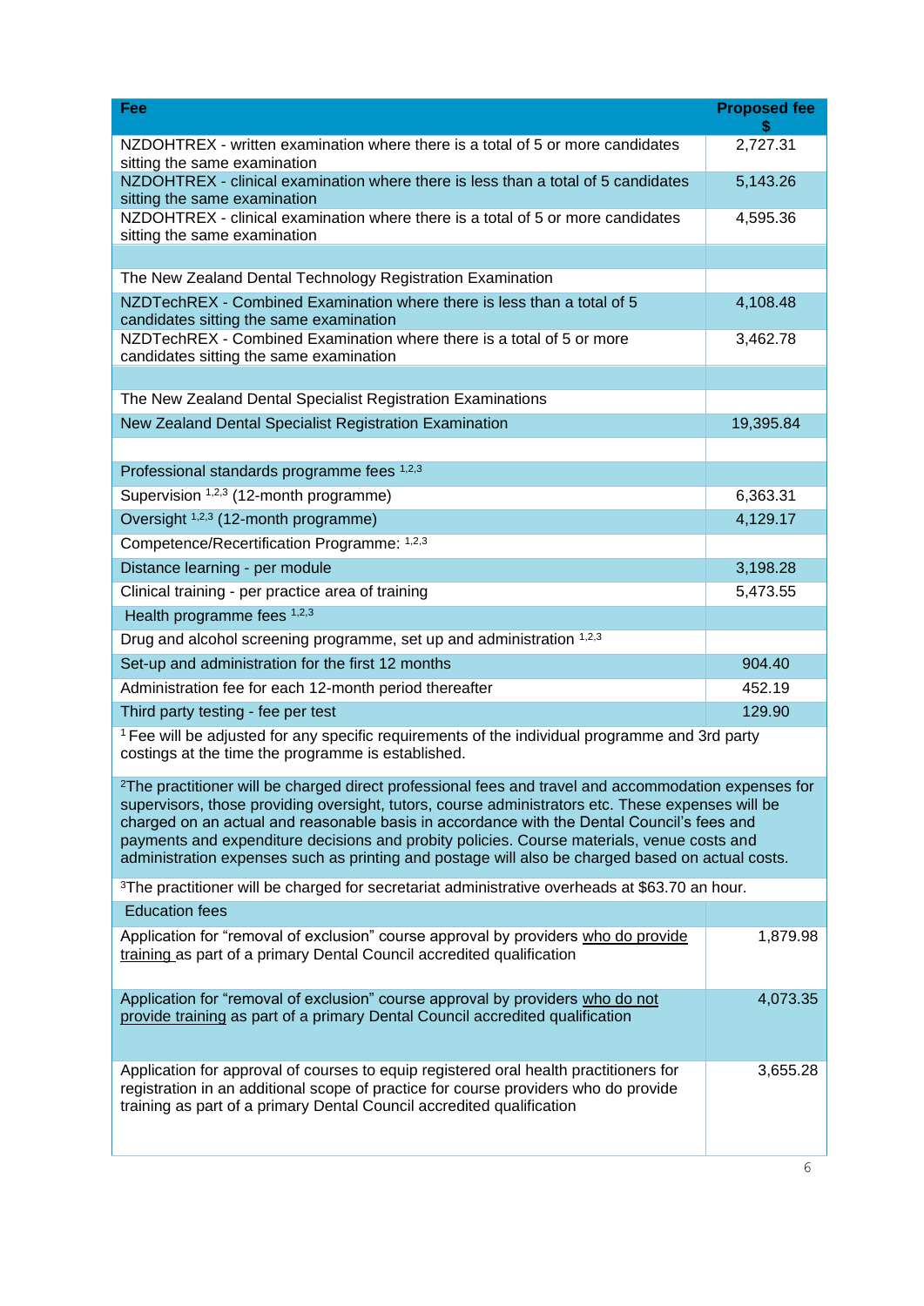| Fee | Proposed fee $ |
|---|---|
| NZDOHTREX - written examination where there is a total of 5 or more candidates sitting the same examination | 2,727.31 |
| NZDOHTREX - clinical examination where there is less than a total of 5 candidates sitting the same examination | 5,143.26 |
| NZDOHTREX - clinical examination where there is a total of 5 or more candidates sitting the same examination | 4,595.36 |
| | |
| The New Zealand Dental Technology Registration Examination | |
| NZDTechREX - Combined Examination where there is less than a total of 5 candidates sitting the same examination | 4,108.48 |
| NZDTechREX - Combined Examination where there is a total of 5 or more candidates sitting the same examination | 3,462.78 |
| | |
| The New Zealand Dental Specialist Registration Examinations | |
| New Zealand Dental Specialist Registration Examination | 19,395.84 |
| | |
| Professional standards programme fees [1,2,3] | |
| Supervision [1,2,3] (12-month programme) | 6,363.31 |
| Oversight [1,2,3] (12-month programme) | 4,129.17 |
| Competence/Recertification Programme: [1,2,3] | |
| Distance learning - per module | 3,198.28 |
| Clinical training - per practice area of training | 5,473.55 |
| Health programme fees [1,2,3] | |
| Drug and alcohol screening programme, set up and administration [1,2,3] | |
| Set-up and administration for the first 12 months | 904.40 |
| Administration fee for each 12-month period thereafter | 452.19 |
| Third party testing - fee per test | 129.90 |
| [1] Fee will be adjusted for any specific requirements of the individual programme and 3rd party costings at the time the programme is established. | |
| [2] The practitioner will be charged direct professional fees and travel and accommodation expenses for supervisors, those providing oversight, tutors, course administrators etc. These expenses will be charged on an actual and reasonable basis in accordance with the Dental Council's fees and payments and expenditure decisions and probity policies. Course materials, venue costs and administration expenses such as printing and postage will also be charged based on actual costs. | |
| [3] The practitioner will be charged for secretariat administrative overheads at $63.70 an hour. | |
| Education fees | |
| Application for "removal of exclusion" course approval by providers who do provide training as part of a primary Dental Council accredited qualification | 1,879.98 |
| Application for "removal of exclusion" course approval by providers who do not provide training as part of a primary Dental Council accredited qualification | 4,073.35 |
| Application for approval of courses to equip registered oral health practitioners for registration in an additional scope of practice for course providers who do provide training as part of a primary Dental Council accredited qualification | 3,655.28 |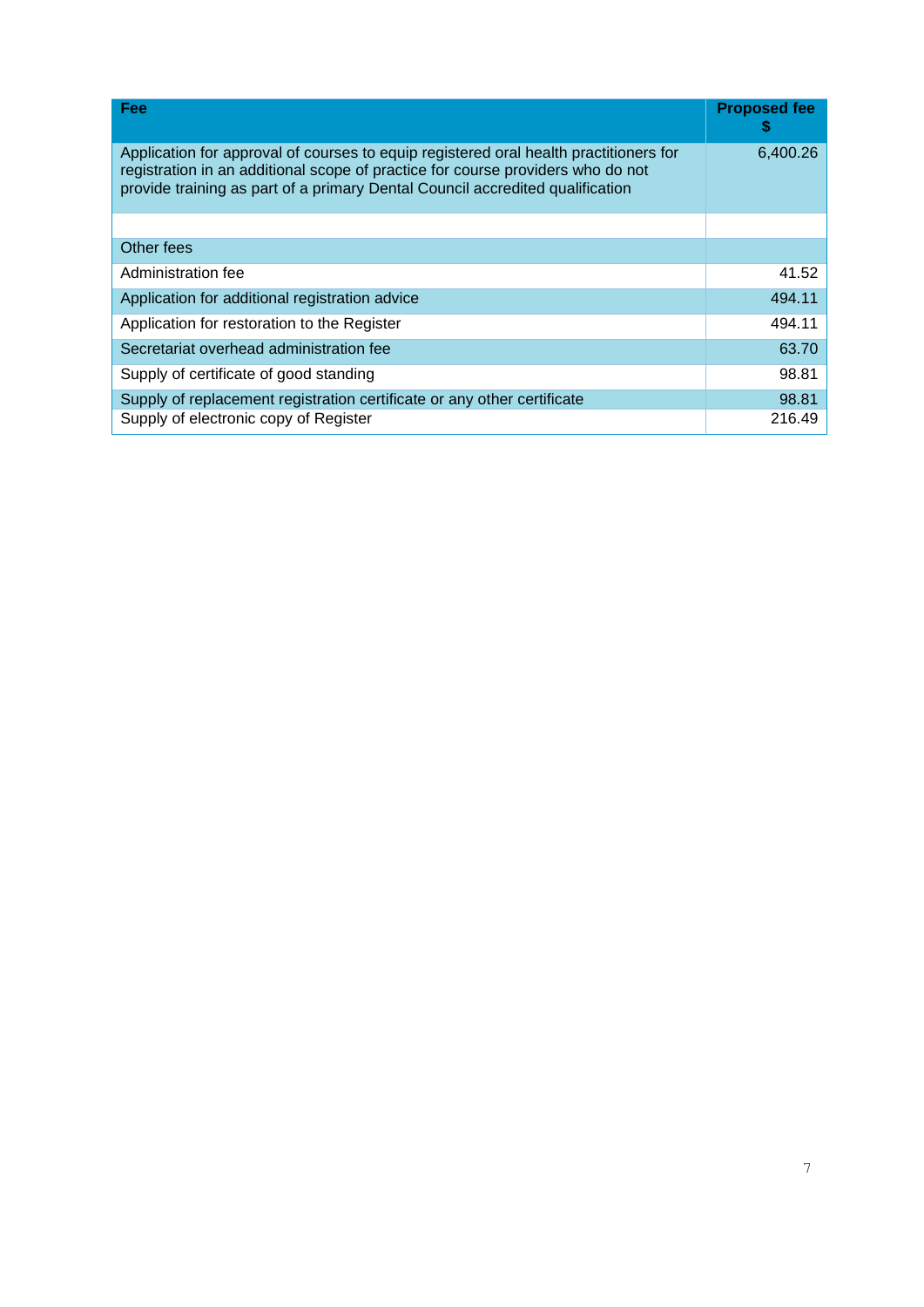| Fee | Proposed fee $ |
|---|---|
| Application for approval of courses to equip registered oral health practitioners for registration in an additional scope of practice for course providers who do not provide training as part of a primary Dental Council accredited qualification | 6,400.26 |
| | |
| Other fees | |
| Administration fee | 41.52 |
| Application for additional registration advice | 494.11 |
| Application for restoration to the Register | 494.11 |
| Secretariat overhead administration fee | 63.70 |
| Supply of certificate of good standing | 98.81 |
| Supply of replacement registration certificate or any other certificate | 98.81 |
| Supply of electronic copy of Register | 216.49 |